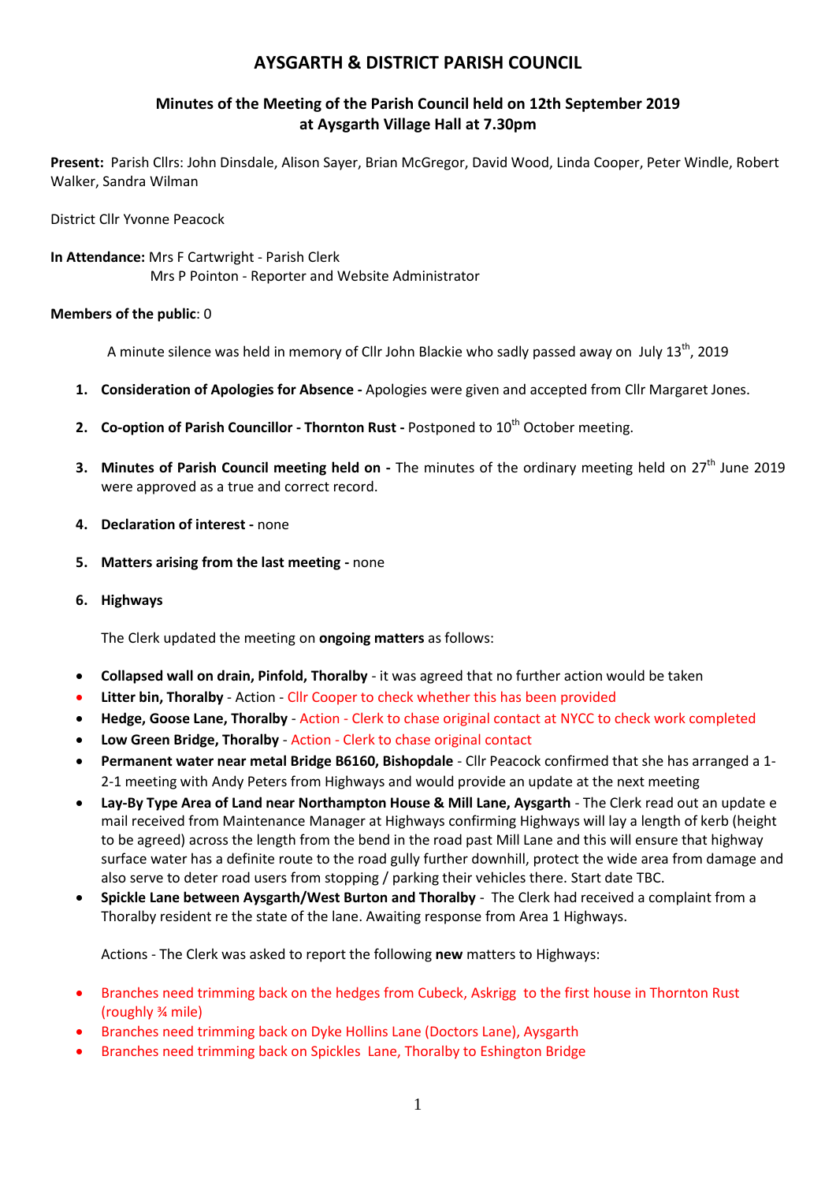# AYSGARTH & DISTRICT PARISH COUNCIL

## Minutes of the Meeting of the Parish Council held on 12th September 2019 at Aysgarth Village Hall at 7.30pm

**Present:** Parish Cllrs: John Dinsdale, Alison Sayer, Brian McGregor, David Wood, Linda Cooper, Peter Windle, Robert Walker, Sandra Wilman

District Cllr Yvonne Peacock

**In Attendance:** Mrs F Cartwright - Parish Clerk
Mrs P Pointon - Reporter and Website Administrator

**Members of the public**: 0

A minute silence was held in memory of Cllr John Blackie who sadly passed away on July 13th, 2019

1. **Consideration of Apologies for Absence -** Apologies were given and accepted from Cllr Margaret Jones.

2. **Co-option of Parish Councillor - Thornton Rust -** Postponed to 10th October meeting.

3. **Minutes of Parish Council meeting held on -** The minutes of the ordinary meeting held on 27th June 2019 were approved as a true and correct record.

4. **Declaration of interest -** none

5. **Matters arising from the last meeting -** none

6. **Highways**

   The Clerk updated the meeting on **ongoing matters** as follows:

- **Collapsed wall on drain, Pinfold, Thoralby** - it was agreed that no further action would be taken
- **Litter bin, Thoralby** - Action - Cllr Cooper to check whether this has been provided
- **Hedge, Goose Lane, Thoralby** - Action - Clerk to chase original contact at NYCC to check work completed
- **Low Green Bridge, Thoralby** - Action - Clerk to chase original contact
- **Permanent water near metal Bridge B6160, Bishopdale** - Cllr Peacock confirmed that she has arranged a 1-2-1 meeting with Andy Peters from Highways and would provide an update at the next meeting
- **Lay-By Type Area of Land near Northampton House & Mill Lane, Aysgarth** - The Clerk read out an update e mail received from Maintenance Manager at Highways confirming Highways will lay a length of kerb (height to be agreed) across the length from the bend in the road past Mill Lane and this will ensure that highway surface water has a definite route to the road gully further downhill, protect the wide area from damage and also serve to deter road users from stopping / parking their vehicles there. Start date TBC.
- **Spickle Lane between Aysgarth/West Burton and Thoralby** - The Clerk had received a complaint from a Thoralby resident re the state of the lane. Awaiting response from Area 1 Highways.

Actions - The Clerk was asked to report the following **new** matters to Highways:

- Branches need trimming back on the hedges from Cubeck, Askrigg to the first house in Thornton Rust (roughly ¾ mile)
- Branches need trimming back on Dyke Hollins Lane (Doctors Lane), Aysgarth
- Branches need trimming back on Spickles Lane, Thoralby to Eshington Bridge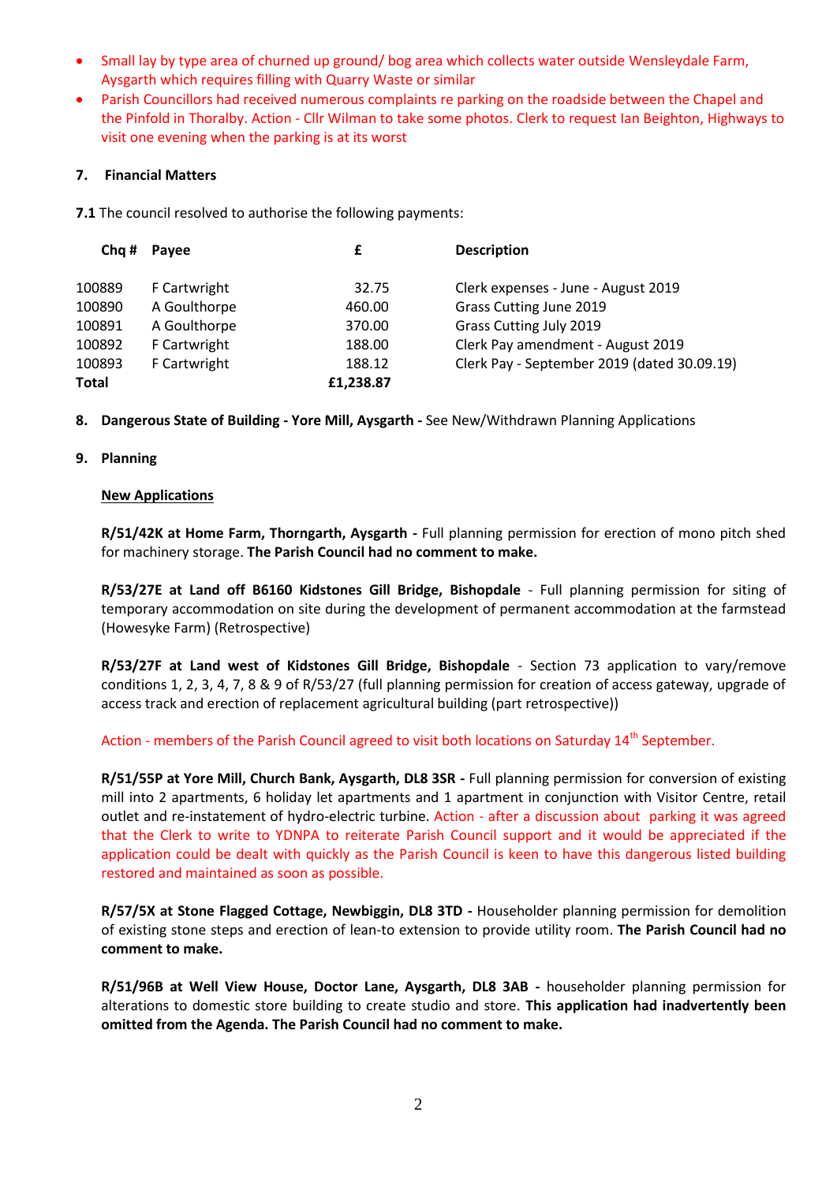- Small lay by type area of churned up ground/ bog area which collects water outside Wensleydale Farm, Aysgarth which requires filling with Quarry Waste or similar
- Parish Councillors had received numerous complaints re parking on the roadside between the Chapel and the Pinfold in Thoralby. Action - Cllr Wilman to take some photos. Clerk to request Ian Beighton, Highways to visit one evening when the parking is at its worst

**7. Financial Matters**

**7.1** The council resolved to authorise the following payments:

| Chq # | Payee | £ | Description |
|---|---|---|---|
| 100889 | F Cartwright | 32.75 | Clerk expenses - June - August 2019 |
| 100890 | A Goulthorpe | 460.00 | Grass Cutting June 2019 |
| 100891 | A Goulthorpe | 370.00 | Grass Cutting July 2019 |
| 100892 | F Cartwright | 188.00 | Clerk Pay amendment - August 2019 |
| 100893 | F Cartwright | 188.12 | Clerk Pay - September 2019 (dated 30.09.19) |
| **Total** | | **£1,238.87** | |

**8. Dangerous State of Building - Yore Mill, Aysgarth -** See New/Withdrawn Planning Applications

**9. Planning**

**New Applications**

**R/51/42K at Home Farm, Thorngarth, Aysgarth -** Full planning permission for erection of mono pitch shed for machinery storage. **The Parish Council had no comment to make.**

**R/53/27E at Land off B6160 Kidstones Gill Bridge, Bishopdale** - Full planning permission for siting of temporary accommodation on site during the development of permanent accommodation at the farmstead (Howesyke Farm) (Retrospective)

**R/53/27F at Land west of Kidstones Gill Bridge, Bishopdale** - Section 73 application to vary/remove conditions 1, 2, 3, 4, 7, 8 & 9 of R/53/27 (full planning permission for creation of access gateway, upgrade of access track and erection of replacement agricultural building (part retrospective))

Action - members of the Parish Council agreed to visit both locations on Saturday 14th September.

**R/51/55P at Yore Mill, Church Bank, Aysgarth, DL8 3SR -** Full planning permission for conversion of existing mill into 2 apartments, 6 holiday let apartments and 1 apartment in conjunction with Visitor Centre, retail outlet and re-instatement of hydro-electric turbine. Action - after a discussion about parking it was agreed that the Clerk to write to YDNPA to reiterate Parish Council support and it would be appreciated if the application could be dealt with quickly as the Parish Council is keen to have this dangerous listed building restored and maintained as soon as possible.

**R/57/5X at Stone Flagged Cottage, Newbiggin, DL8 3TD -** Householder planning permission for demolition of existing stone steps and erection of lean-to extension to provide utility room. **The Parish Council had no comment to make.**

**R/51/96B at Well View House, Doctor Lane, Aysgarth, DL8 3AB -** householder planning permission for alterations to domestic store building to create studio and store. **This application had inadvertently been omitted from the Agenda. The Parish Council had no comment to make.**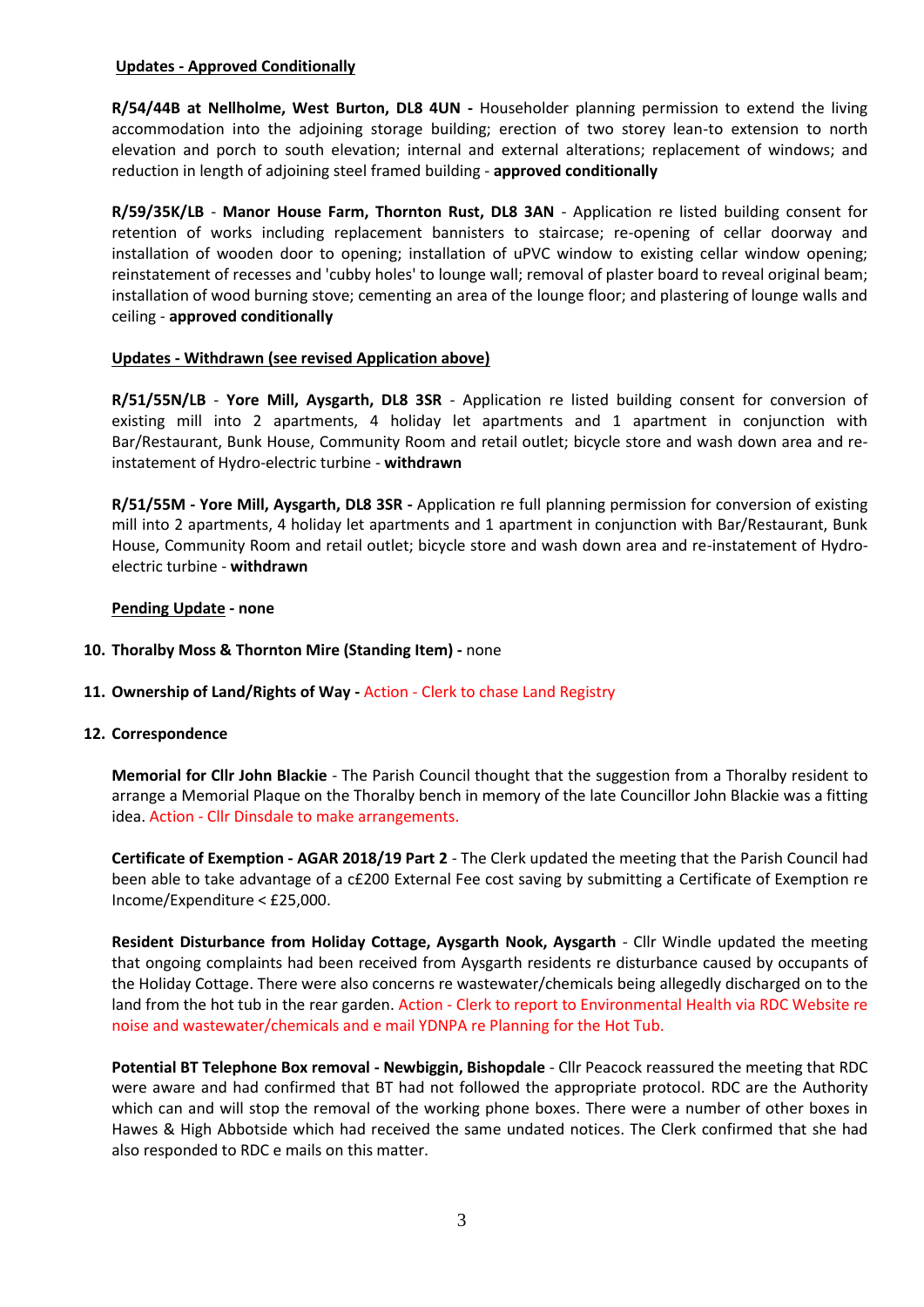**Updates - Approved Conditionally**

**R/54/44B at Nellholme, West Burton, DL8 4UN -** Householder planning permission to extend the living accommodation into the adjoining storage building; erection of two storey lean-to extension to north elevation and porch to south elevation; internal and external alterations; replacement of windows; and reduction in length of adjoining steel framed building - **approved conditionally**

**R/59/35K/LB** - **Manor House Farm, Thornton Rust, DL8 3AN** - Application re listed building consent for retention of works including replacement bannisters to staircase; re-opening of cellar doorway and installation of wooden door to opening; installation of uPVC window to existing cellar window opening; reinstatement of recesses and 'cubby holes' to lounge wall; removal of plaster board to reveal original beam; installation of wood burning stove; cementing an area of the lounge floor; and plastering of lounge walls and ceiling - **approved conditionally**

**Updates - Withdrawn (see revised Application above)**

**R/51/55N/LB** - **Yore Mill, Aysgarth, DL8 3SR** - Application re listed building consent for conversion of existing mill into 2 apartments, 4 holiday let apartments and 1 apartment in conjunction with Bar/Restaurant, Bunk House, Community Room and retail outlet; bicycle store and wash down area and re-instatement of Hydro-electric turbine - **withdrawn**

**R/51/55M - Yore Mill, Aysgarth, DL8 3SR -** Application re full planning permission for conversion of existing mill into 2 apartments, 4 holiday let apartments and 1 apartment in conjunction with Bar/Restaurant, Bunk House, Community Room and retail outlet; bicycle store and wash down area and re-instatement of Hydro-electric turbine - **withdrawn**

**Pending Update - none**

10. **Thoralby Moss & Thornton Mire (Standing Item) -** none

11. **Ownership of Land/Rights of Way -** Action - Clerk to chase Land Registry

12. **Correspondence**

**Memorial for Cllr John Blackie** - The Parish Council thought that the suggestion from a Thoralby resident to arrange a Memorial Plaque on the Thoralby bench in memory of the late Councillor John Blackie was a fitting idea. Action - Cllr Dinsdale to make arrangements.

**Certificate of Exemption - AGAR 2018/19 Part 2** - The Clerk updated the meeting that the Parish Council had been able to take advantage of a c£200 External Fee cost saving by submitting a Certificate of Exemption re Income/Expenditure < £25,000.

**Resident Disturbance from Holiday Cottage, Aysgarth Nook, Aysgarth** - Cllr Windle updated the meeting that ongoing complaints had been received from Aysgarth residents re disturbance caused by occupants of the Holiday Cottage. There were also concerns re wastewater/chemicals being allegedly discharged on to the land from the hot tub in the rear garden. Action - Clerk to report to Environmental Health via RDC Website re noise and wastewater/chemicals and e mail YDNPA re Planning for the Hot Tub.

**Potential BT Telephone Box removal - Newbiggin, Bishopdale** - Cllr Peacock reassured the meeting that RDC were aware and had confirmed that BT had not followed the appropriate protocol. RDC are the Authority which can and will stop the removal of the working phone boxes. There were a number of other boxes in Hawes & High Abbotside which had received the same undated notices. The Clerk confirmed that she had also responded to RDC e mails on this matter.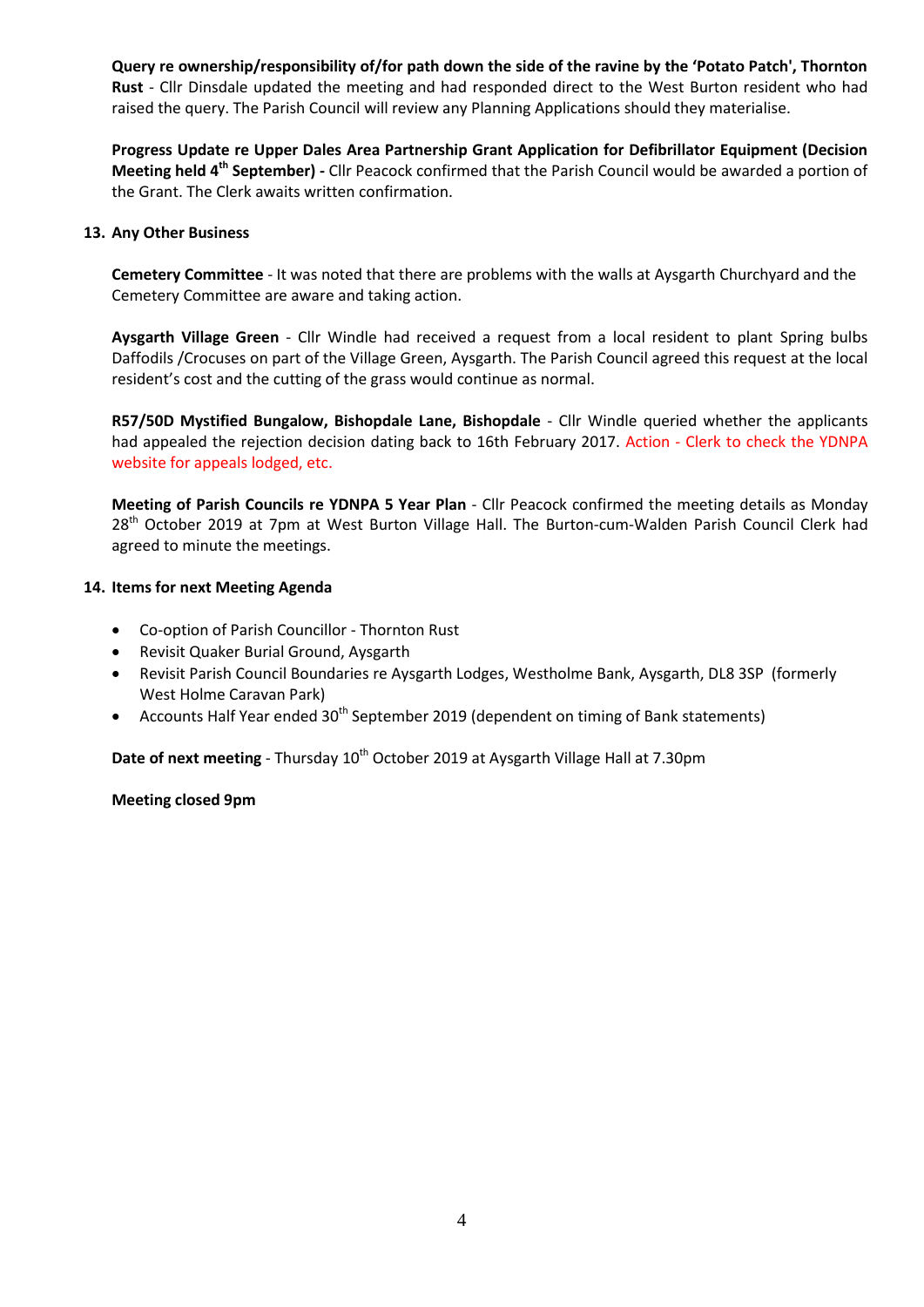**Query re ownership/responsibility of/for path down the side of the ravine by the 'Potato Patch', Thornton Rust** - Cllr Dinsdale updated the meeting and had responded direct to the West Burton resident who had raised the query. The Parish Council will review any Planning Applications should they materialise.

**Progress Update re Upper Dales Area Partnership Grant Application for Defibrillator Equipment (Decision Meeting held 4th September) -** Cllr Peacock confirmed that the Parish Council would be awarded a portion of the Grant. The Clerk awaits written confirmation.

## 13. Any Other Business

**Cemetery Committee** - It was noted that there are problems with the walls at Aysgarth Churchyard and the Cemetery Committee are aware and taking action.

**Aysgarth Village Green** - Cllr Windle had received a request from a local resident to plant Spring bulbs Daffodils /Crocuses on part of the Village Green, Aysgarth. The Parish Council agreed this request at the local resident's cost and the cutting of the grass would continue as normal.

**R57/50D Mystified Bungalow, Bishopdale Lane, Bishopdale** - Cllr Windle queried whether the applicants had appealed the rejection decision dating back to 16th February 2017. Action - Clerk to check the YDNPA website for appeals lodged, etc.

**Meeting of Parish Councils re YDNPA 5 Year Plan** - Cllr Peacock confirmed the meeting details as Monday 28th October 2019 at 7pm at West Burton Village Hall. The Burton-cum-Walden Parish Council Clerk had agreed to minute the meetings.

## 14. Items for next Meeting Agenda

- Co-option of Parish Councillor - Thornton Rust
- Revisit Quaker Burial Ground, Aysgarth
- Revisit Parish Council Boundaries re Aysgarth Lodges, Westholme Bank, Aysgarth, DL8 3SP (formerly West Holme Caravan Park)
- Accounts Half Year ended 30th September 2019 (dependent on timing of Bank statements)

**Date of next meeting** - Thursday 10th October 2019 at Aysgarth Village Hall at 7.30pm

**Meeting closed 9pm**